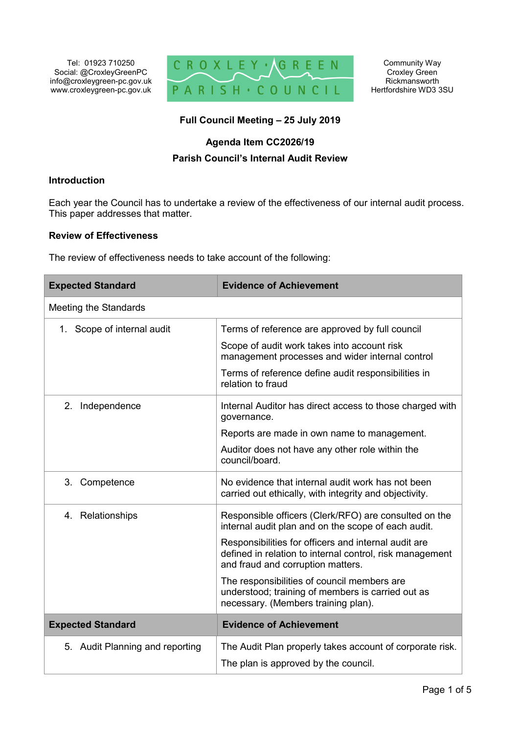Tel: 01923 710250
Social: @CroxleyGreenPC
info@croxleygreen-pc.gov.uk
www.croxleygreen-pc.gov.uk

CROXLEY GREEN PARISH COUNCIL

Community Way
Croxley Green
Rickmansworth
Hertfordshire WD3 3SU

**Full Council Meeting – 25 July 2019**

**Agenda Item CC2026/19**

**Parish Council's Internal Audit Review**

### Introduction

Each year the Council has to undertake a review of the effectiveness of our internal audit process. This paper addresses that matter.

### Review of Effectiveness

The review of effectiveness needs to take account of the following:

| Expected Standard | Evidence of Achievement |
|---|---|
| Meeting the Standards | |
| 1. Scope of internal audit | Terms of reference are approved by full council<br><br>Scope of audit work takes into account risk management processes and wider internal control<br><br>Terms of reference define audit responsibilities in relation to fraud |
| 2. Independence | Internal Auditor has direct access to those charged with governance.<br><br>Reports are made in own name to management.<br><br>Auditor does not have any other role within the council/board. |
| 3. Competence | No evidence that internal audit work has not been carried out ethically, with integrity and objectivity. |
| 4. Relationships | Responsible officers (Clerk/RFO) are consulted on the internal audit plan and on the scope of each audit.<br><br>Responsibilities for officers and internal audit are defined in relation to internal control, risk management and fraud and corruption matters.<br><br>The responsibilities of council members are understood; training of members is carried out as necessary. (Members training plan). |
| **Expected Standard** | **Evidence of Achievement** |
| 5. Audit Planning and reporting | The Audit Plan properly takes account of corporate risk.<br><br>The plan is approved by the council. |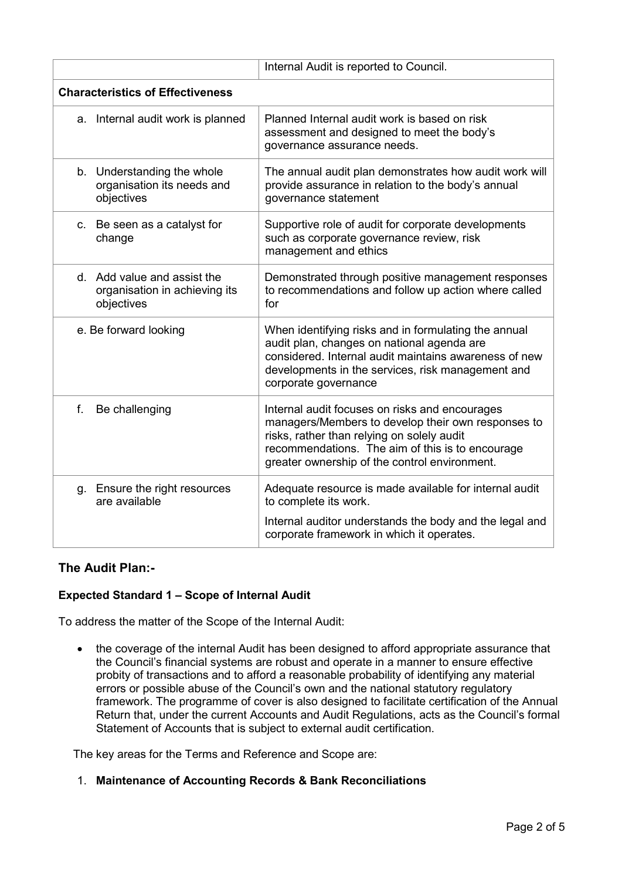| | Internal Audit is reported to Council. |
|---|---|
| **Characteristics of Effectiveness** | |
| a. Internal audit work is planned | Planned Internal audit work is based on risk assessment and designed to meet the body's governance assurance needs. |
| b. Understanding the whole organisation its needs and objectives | The annual audit plan demonstrates how audit work will provide assurance in relation to the body's annual governance statement |
| c. Be seen as a catalyst for change | Supportive role of audit for corporate developments such as corporate governance review, risk management and ethics |
| d. Add value and assist the organisation in achieving its objectives | Demonstrated through positive management responses to recommendations and follow up action where called for |
| e. Be forward looking | When identifying risks and in formulating the annual audit plan, changes on national agenda are considered. Internal audit maintains awareness of new developments in the services, risk management and corporate governance |
| f. Be challenging | Internal audit focuses on risks and encourages managers/Members to develop their own responses to risks, rather than relying on solely audit recommendations. The aim of this is to encourage greater ownership of the control environment. |
| g. Ensure the right resources are available | Adequate resource is made available for internal audit to complete its work. Internal auditor understands the body and the legal and corporate framework in which it operates. |

## The Audit Plan:-

### Expected Standard 1 – Scope of Internal Audit

To address the matter of the Scope of the Internal Audit:

- the coverage of the internal Audit has been designed to afford appropriate assurance that the Council's financial systems are robust and operate in a manner to ensure effective probity of transactions and to afford a reasonable probability of identifying any material errors or possible abuse of the Council's own and the national statutory regulatory framework. The programme of cover is also designed to facilitate certification of the Annual Return that, under the current Accounts and Audit Regulations, acts as the Council's formal Statement of Accounts that is subject to external audit certification.

The key areas for the Terms and Reference and Scope are:

1. **Maintenance of Accounting Records & Bank Reconciliations**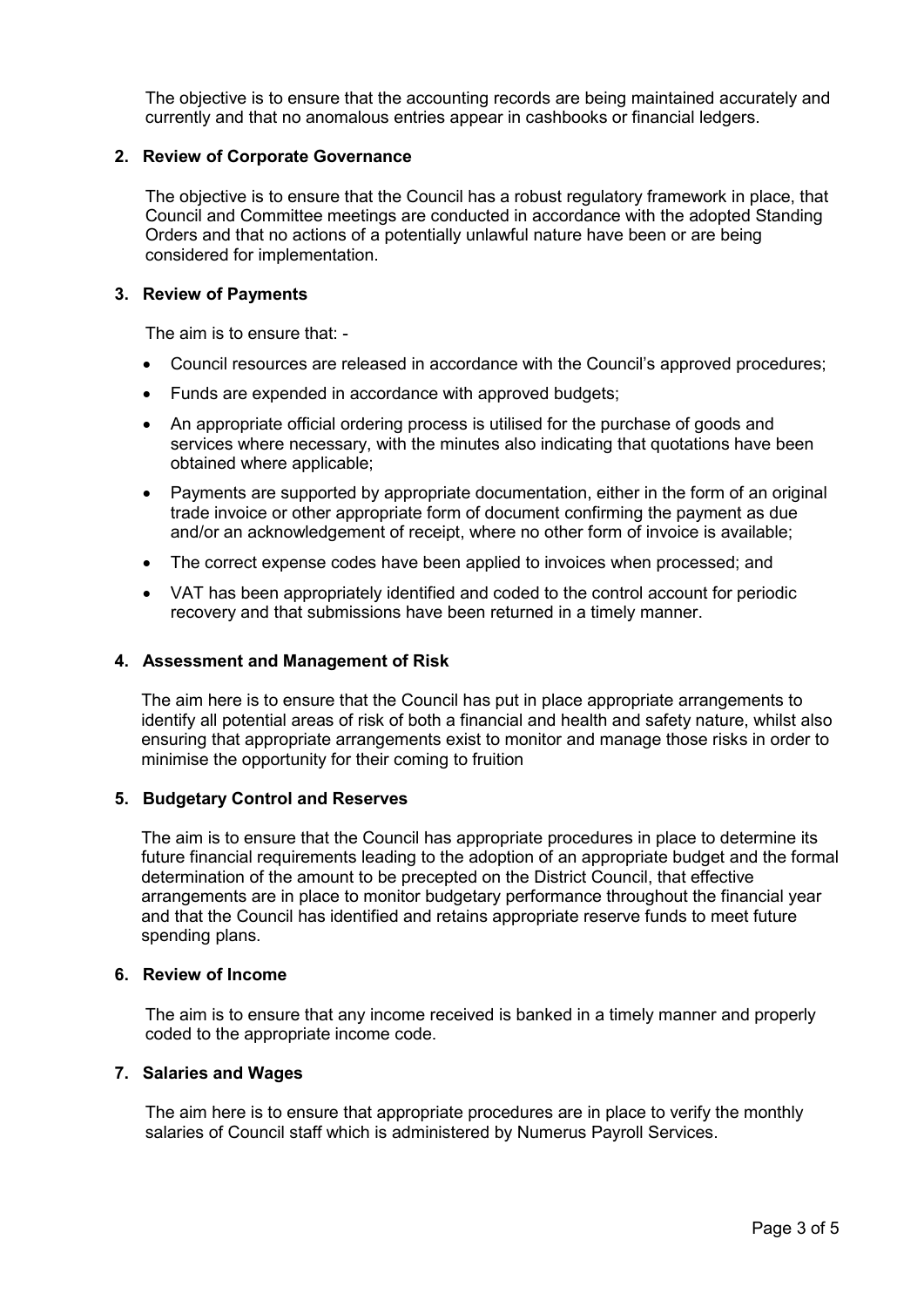The objective is to ensure that the accounting records are being maintained accurately and currently and that no anomalous entries appear in cashbooks or financial ledgers.

**2. Review of Corporate Governance**

The objective is to ensure that the Council has a robust regulatory framework in place, that Council and Committee meetings are conducted in accordance with the adopted Standing Orders and that no actions of a potentially unlawful nature have been or are being considered for implementation.

**3. Review of Payments**

The aim is to ensure that: -

- Council resources are released in accordance with the Council's approved procedures;
- Funds are expended in accordance with approved budgets;
- An appropriate official ordering process is utilised for the purchase of goods and services where necessary, with the minutes also indicating that quotations have been obtained where applicable;
- Payments are supported by appropriate documentation, either in the form of an original trade invoice or other appropriate form of document confirming the payment as due and/or an acknowledgement of receipt, where no other form of invoice is available;
- The correct expense codes have been applied to invoices when processed; and
- VAT has been appropriately identified and coded to the control account for periodic recovery and that submissions have been returned in a timely manner.

**4. Assessment and Management of Risk**

The aim here is to ensure that the Council has put in place appropriate arrangements to identify all potential areas of risk of both a financial and health and safety nature, whilst also ensuring that appropriate arrangements exist to monitor and manage those risks in order to minimise the opportunity for their coming to fruition

**5. Budgetary Control and Reserves**

The aim is to ensure that the Council has appropriate procedures in place to determine its future financial requirements leading to the adoption of an appropriate budget and the formal determination of the amount to be precepted on the District Council, that effective arrangements are in place to monitor budgetary performance throughout the financial year and that the Council has identified and retains appropriate reserve funds to meet future spending plans.

**6. Review of Income**

The aim is to ensure that any income received is banked in a timely manner and properly coded to the appropriate income code.

**7. Salaries and Wages**

The aim here is to ensure that appropriate procedures are in place to verify the monthly salaries of Council staff which is administered by Numerus Payroll Services.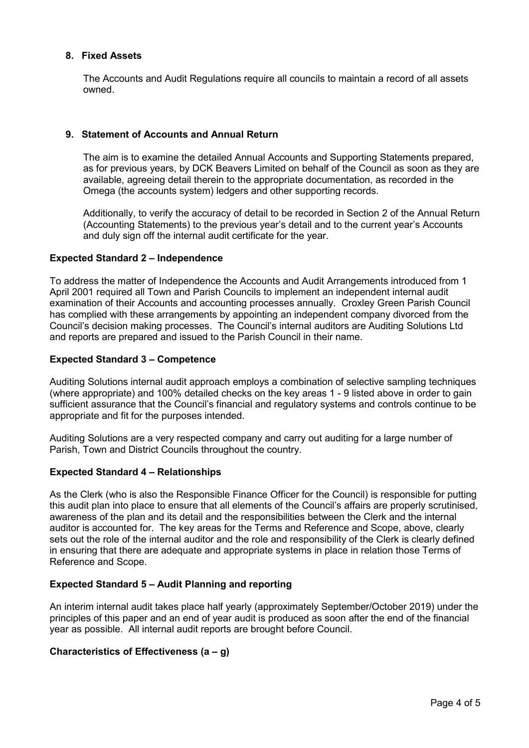**8. Fixed Assets**

The Accounts and Audit Regulations require all councils to maintain a record of all assets owned.

**9. Statement of Accounts and Annual Return**

The aim is to examine the detailed Annual Accounts and Supporting Statements prepared, as for previous years, by DCK Beavers Limited on behalf of the Council as soon as they are available, agreeing detail therein to the appropriate documentation, as recorded in the Omega (the accounts system) ledgers and other supporting records.

Additionally, to verify the accuracy of detail to be recorded in Section 2 of the Annual Return (Accounting Statements) to the previous year's detail and to the current year's Accounts and duly sign off the internal audit certificate for the year.

**Expected Standard 2 – Independence**

To address the matter of Independence the Accounts and Audit Arrangements introduced from 1 April 2001 required all Town and Parish Councils to implement an independent internal audit examination of their Accounts and accounting processes annually. Croxley Green Parish Council has complied with these arrangements by appointing an independent company divorced from the Council's decision making processes. The Council's internal auditors are Auditing Solutions Ltd and reports are prepared and issued to the Parish Council in their name.

**Expected Standard 3 – Competence**

Auditing Solutions internal audit approach employs a combination of selective sampling techniques (where appropriate) and 100% detailed checks on the key areas 1 - 9 listed above in order to gain sufficient assurance that the Council's financial and regulatory systems and controls continue to be appropriate and fit for the purposes intended.

Auditing Solutions are a very respected company and carry out auditing for a large number of Parish, Town and District Councils throughout the country.

**Expected Standard 4 – Relationships**

As the Clerk (who is also the Responsible Finance Officer for the Council) is responsible for putting this audit plan into place to ensure that all elements of the Council's affairs are properly scrutinised, awareness of the plan and its detail and the responsibilities between the Clerk and the internal auditor is accounted for. The key areas for the Terms and Reference and Scope, above, clearly sets out the role of the internal auditor and the role and responsibility of the Clerk is clearly defined in ensuring that there are adequate and appropriate systems in place in relation those Terms of Reference and Scope.

**Expected Standard 5 – Audit Planning and reporting**

An interim internal audit takes place half yearly (approximately September/October 2019) under the principles of this paper and an end of year audit is produced as soon after the end of the financial year as possible. All internal audit reports are brought before Council.

**Characteristics of Effectiveness (a – g)**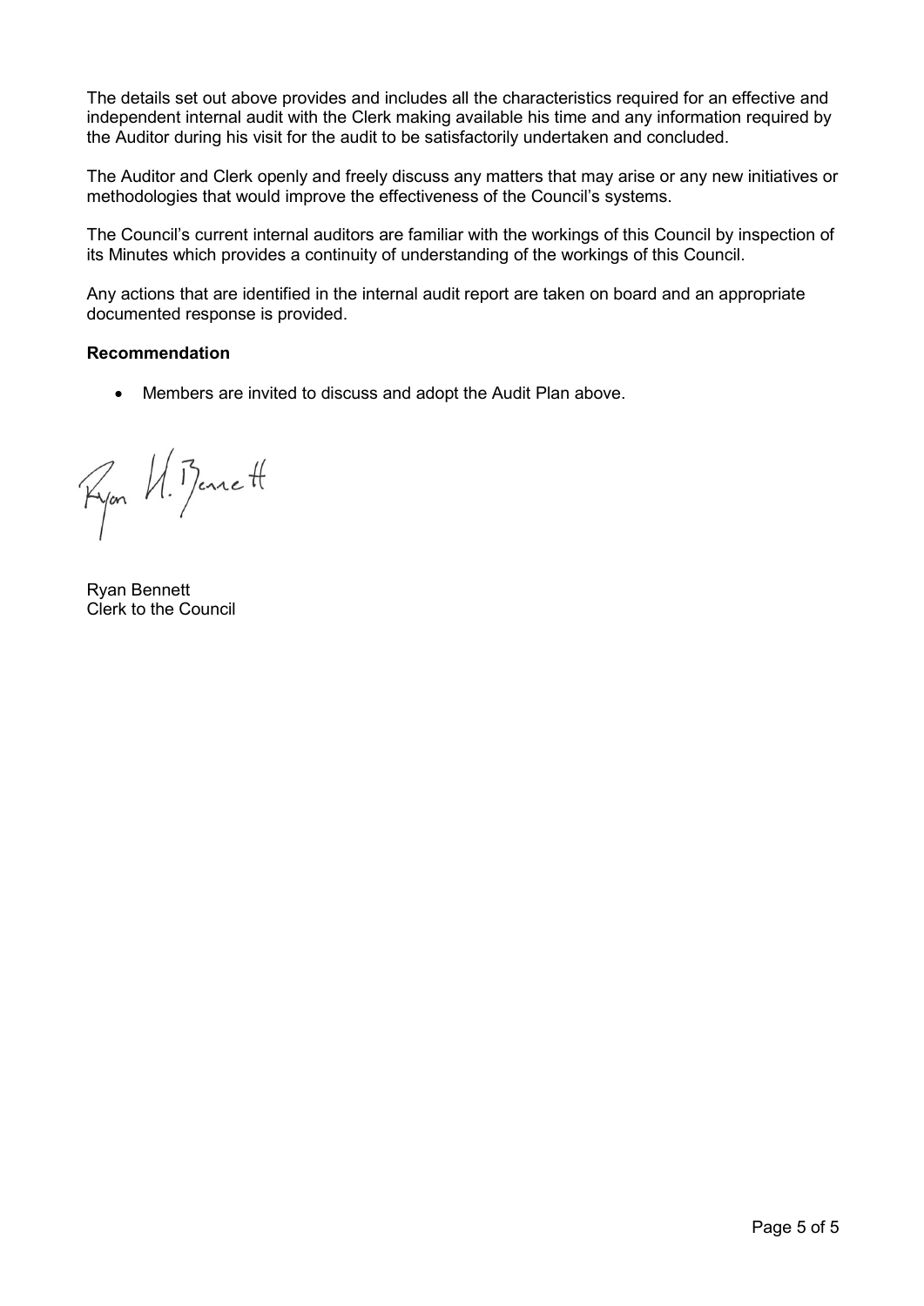The details set out above provides and includes all the characteristics required for an effective and independent internal audit with the Clerk making available his time and any information required by the Auditor during his visit for the audit to be satisfactorily undertaken and concluded.

The Auditor and Clerk openly and freely discuss any matters that may arise or any new initiatives or methodologies that would improve the effectiveness of the Council's systems.

The Council's current internal auditors are familiar with the workings of this Council by inspection of its Minutes which provides a continuity of understanding of the workings of this Council.

Any actions that are identified in the internal audit report are taken on board and an appropriate documented response is provided.

**Recommendation**

- Members are invited to discuss and adopt the Audit Plan above.

Ryan Bennett
Clerk to the Council